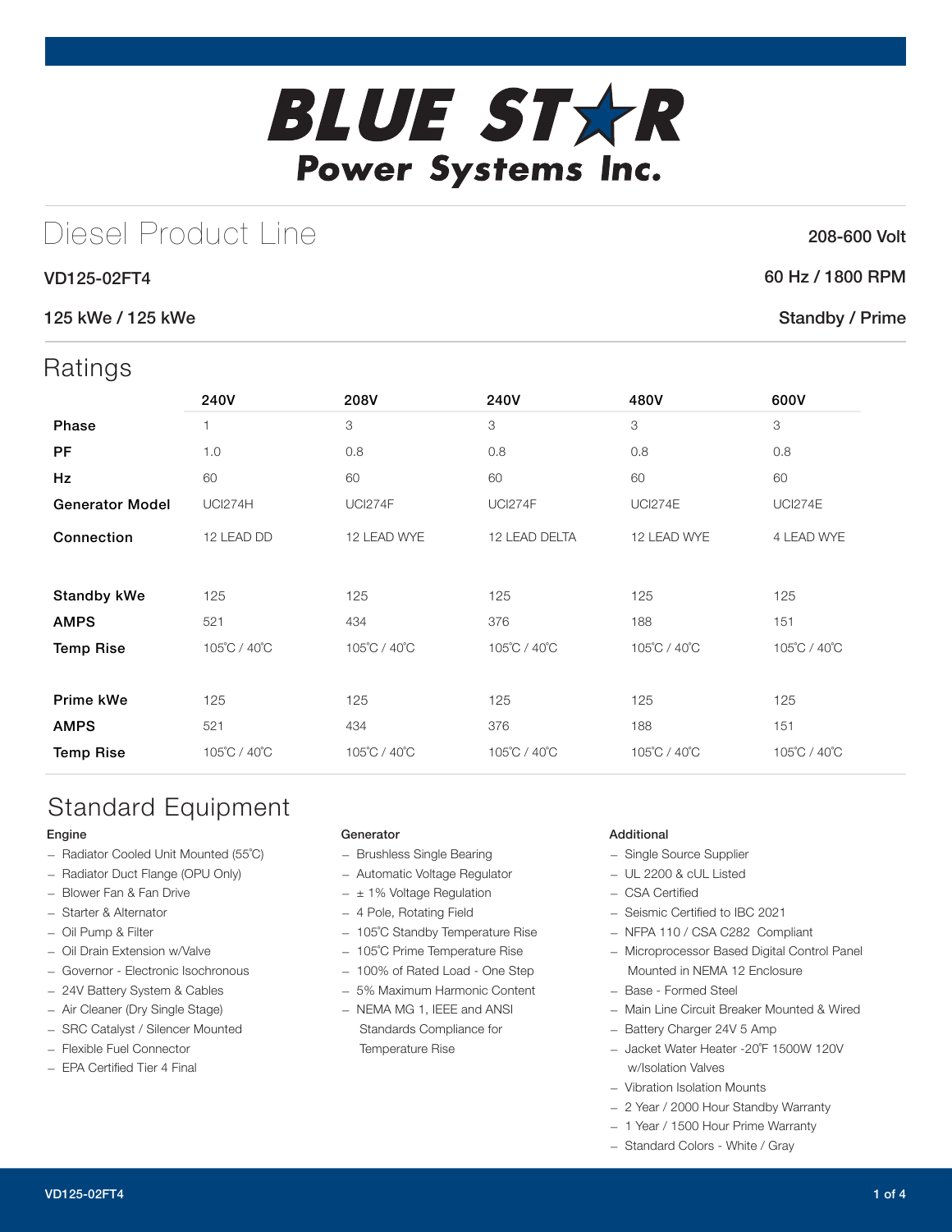# BLUE STAR Power Systems Inc.

## Diesel Product Line

208-600 Volt

VD125-02FT4

60 Hz / 1800 RPM

125 kWe / 125 kWe

Standby / Prime

## Ratings

| | 240V | 208V | 240V | 480V | 600V |
|---|---|---|---|---|---|
| **Phase** | 1 | 3 | 3 | 3 | 3 |
| **PF** | 1.0 | 0.8 | 0.8 | 0.8 | 0.8 |
| **Hz** | 60 | 60 | 60 | 60 | 60 |
| **Generator Model** | UCI274H | UCI274F | UCI274F | UCI274E | UCI274E |
| **Connection** | 12 LEAD DD | 12 LEAD WYE | 12 LEAD DELTA | 12 LEAD WYE | 4 LEAD WYE |
| **Standby kWe** | 125 | 125 | 125 | 125 | 125 |
| **AMPS** | 521 | 434 | 376 | 188 | 151 |
| **Temp Rise** | 105˚C / 40˚C | 105˚C / 40˚C | 105˚C / 40˚C | 105˚C / 40˚C | 105˚C / 40˚C |
| **Prime kWe** | 125 | 125 | 125 | 125 | 125 |
| **AMPS** | 521 | 434 | 376 | 188 | 151 |
| **Temp Rise** | 105˚C / 40˚C | 105˚C / 40˚C | 105˚C / 40˚C | 105˚C / 40˚C | 105˚C / 40˚C |

## Standard Equipment

### Engine

- Radiator Cooled Unit Mounted (55˚C)
- Radiator Duct Flange (OPU Only)
- Blower Fan & Fan Drive
- Starter & Alternator
- Oil Pump & Filter
- Oil Drain Extension w/Valve
- Governor - Electronic Isochronous
- 24V Battery System & Cables
- Air Cleaner (Dry Single Stage)
- SRC Catalyst / Silencer Mounted
- Flexible Fuel Connector
- EPA Certified Tier 4 Final

### Generator

- Brushless Single Bearing
- Automatic Voltage Regulator
- ± 1% Voltage Regulation
- 4 Pole, Rotating Field
- 105˚C Standby Temperature Rise
- 105˚C Prime Temperature Rise
- 100% of Rated Load - One Step
- 5% Maximum Harmonic Content
- NEMA MG 1, IEEE and ANSI Standards Compliance for Temperature Rise

### Additional

- Single Source Supplier
- UL 2200 & cUL Listed
- CSA Certified
- Seismic Certified to IBC 2021
- NFPA 110 / CSA C282 Compliant
- Microprocessor Based Digital Control Panel Mounted in NEMA 12 Enclosure
- Base - Formed Steel
- Main Line Circuit Breaker Mounted & Wired
- Battery Charger 24V 5 Amp
- Jacket Water Heater -20˚F 1500W 120V w/Isolation Valves
- Vibration Isolation Mounts
- 2 Year / 2000 Hour Standby Warranty
- 1 Year / 1500 Hour Prime Warranty
- Standard Colors - White / Gray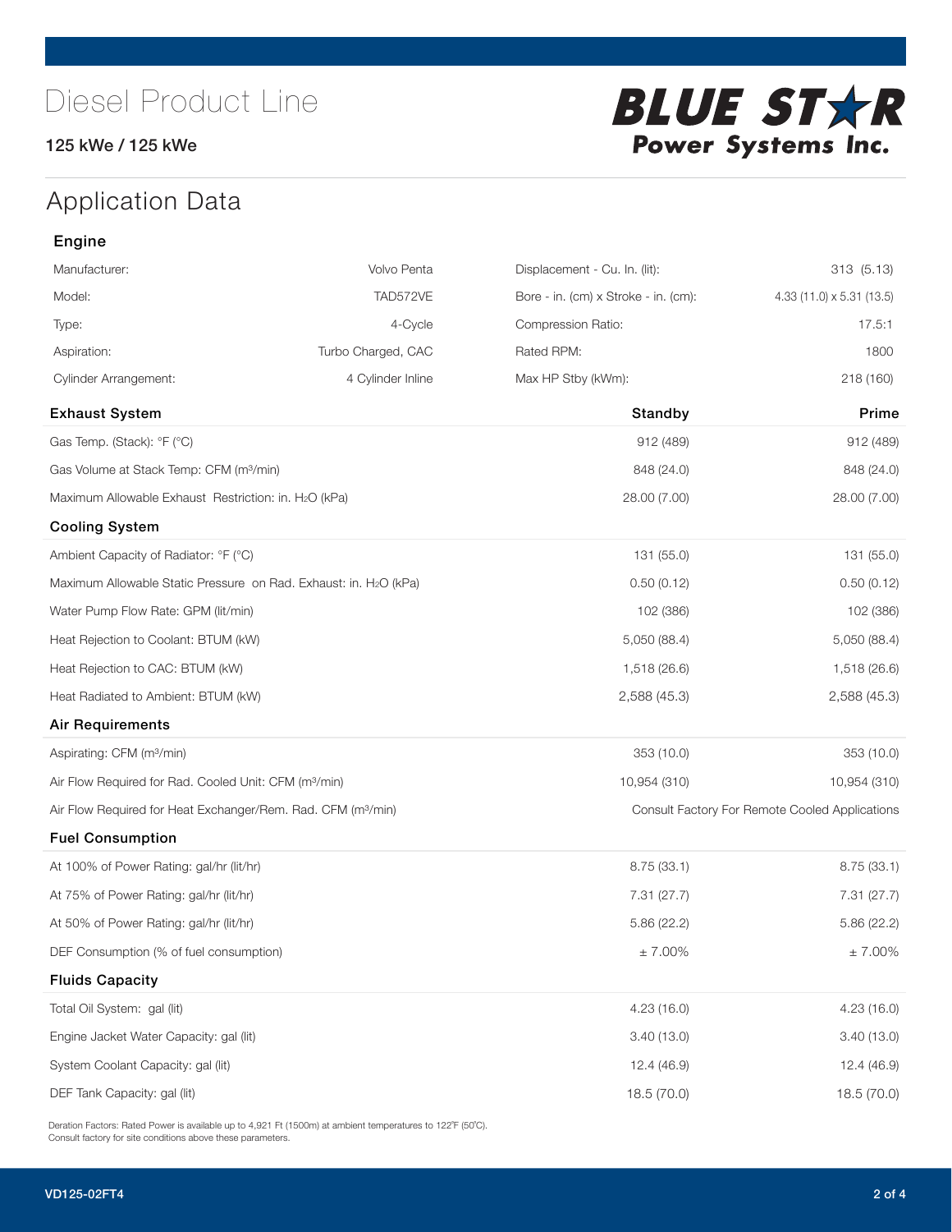# Diesel Product Line

125 kWe / 125 kWe

**BLUE STAR Power Systems Inc.**

## Application Data

### Engine

| | | | |
|---|---|---|---|
| Manufacturer: | Volvo Penta | Displacement - Cu. In. (lit): | 313 (5.13) |
| Model: | TAD572VE | Bore - in. (cm) x Stroke - in. (cm): | 4.33 (11.0) x 5.31 (13.5) |
| Type: | 4-Cycle | Compression Ratio: | 17.5:1 |
| Aspiration: | Turbo Charged, CAC | Rated RPM: | 1800 |
| Cylinder Arrangement: | 4 Cylinder Inline | Max HP Stby (kWm): | 218 (160) |

| Exhaust System | Standby | Prime |
|---|---|---|
| Gas Temp. (Stack): °F (°C) | 912 (489) | 912 (489) |
| Gas Volume at Stack Temp: CFM (m³/min) | 848 (24.0) | 848 (24.0) |
| Maximum Allowable Exhaust Restriction: in. $H_2O$ (kPa) | 28.00 (7.00) | 28.00 (7.00) |
| **Cooling System** | | |
| Ambient Capacity of Radiator: °F (°C) | 131 (55.0) | 131 (55.0) |
| Maximum Allowable Static Pressure on Rad. Exhaust: in. $H_2O$ (kPa) | 0.50 (0.12) | 0.50 (0.12) |
| Water Pump Flow Rate: GPM (lit/min) | 102 (386) | 102 (386) |
| Heat Rejection to Coolant: BTUM (kW) | 5,050 (88.4) | 5,050 (88.4) |
| Heat Rejection to CAC: BTUM (kW) | 1,518 (26.6) | 1,518 (26.6) |
| Heat Radiated to Ambient: BTUM (kW) | 2,588 (45.3) | 2,588 (45.3) |
| **Air Requirements** | | |
| Aspirating: CFM (m³/min) | 353 (10.0) | 353 (10.0) |
| Air Flow Required for Rad. Cooled Unit: CFM (m³/min) | 10,954 (310) | 10,954 (310) |
| Air Flow Required for Heat Exchanger/Rem. Rad. CFM (m³/min) | Consult Factory For Remote Cooled Applications | |
| **Fuel Consumption** | | |
| At 100% of Power Rating: gal/hr (lit/hr) | 8.75 (33.1) | 8.75 (33.1) |
| At 75% of Power Rating: gal/hr (lit/hr) | 7.31 (27.7) | 7.31 (27.7) |
| At 50% of Power Rating: gal/hr (lit/hr) | 5.86 (22.2) | 5.86 (22.2) |
| DEF Consumption (% of fuel consumption) | ± 7.00% | ± 7.00% |
| **Fluids Capacity** | | |
| Total Oil System: gal (lit) | 4.23 (16.0) | 4.23 (16.0) |
| Engine Jacket Water Capacity: gal (lit) | 3.40 (13.0) | 3.40 (13.0) |
| System Coolant Capacity: gal (lit) | 12.4 (46.9) | 12.4 (46.9) |
| DEF Tank Capacity: gal (lit) | 18.5 (70.0) | 18.5 (70.0) |

Deration Factors: Rated Power is available up to 4,921 Ft (1500m) at ambient temperatures to 122°F (50°C).
Consult factory for site conditions above these parameters.

VD125-02FT4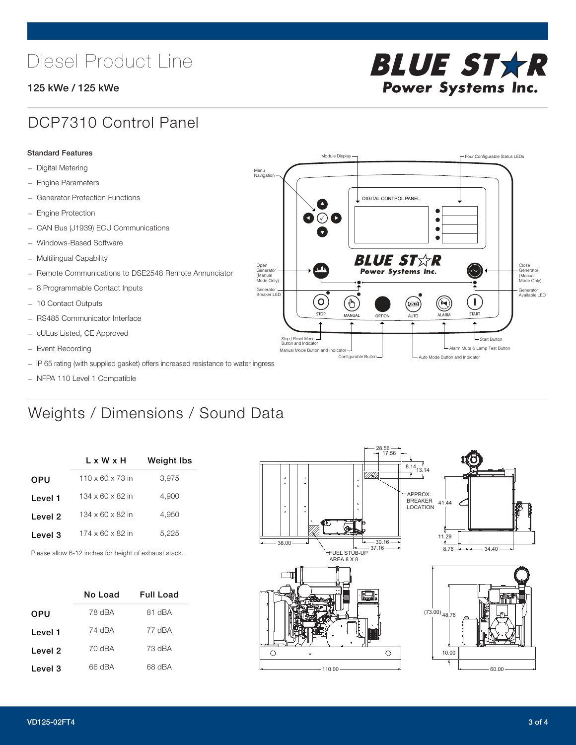# Diesel Product Line

**125 kWe / 125 kWe**

## DCP7310 Control Panel

**Standard Features**

- Digital Metering
- Engine Parameters
- Generator Protection Functions
- Engine Protection
- CAN Bus (J1939) ECU Communications
- Windows-Based Software
- Multilingual Capability
- Remote Communications to DSE2548 Remote Annunciator
- 8 Programmable Contact Inputs
- 10 Contact Outputs
- RS485 Communicator Interface
- cULus Listed, CE Approved
- Event Recording
- IP 65 rating (with supplied gasket) offers increased resistance to water ingress
- NFPA 110 Level 1 Compatible

## Weights / Dimensions / Sound Data

| | L x W x H | Weight lbs |
|---|---|---|
| **OPU** | 110 x 60 x 73 in | 3,975 |
| **Level 1** | 134 x 60 x 82 in | 4,900 |
| **Level 2** | 134 x 60 x 82 in | 4,950 |
| **Level 3** | 174 x 60 x 82 in | 5,225 |

Please allow 6-12 inches for height of exhaust stack.

| | No Load | Full Load |
|---|---|---|
| **OPU** | 78 dBA | 81 dBA |
| **Level 1** | 74 dBA | 77 dBA |
| **Level 2** | 70 dBA | 73 dBA |
| **Level 3** | 66 dBA | 68 dBA |

VD125-02FT4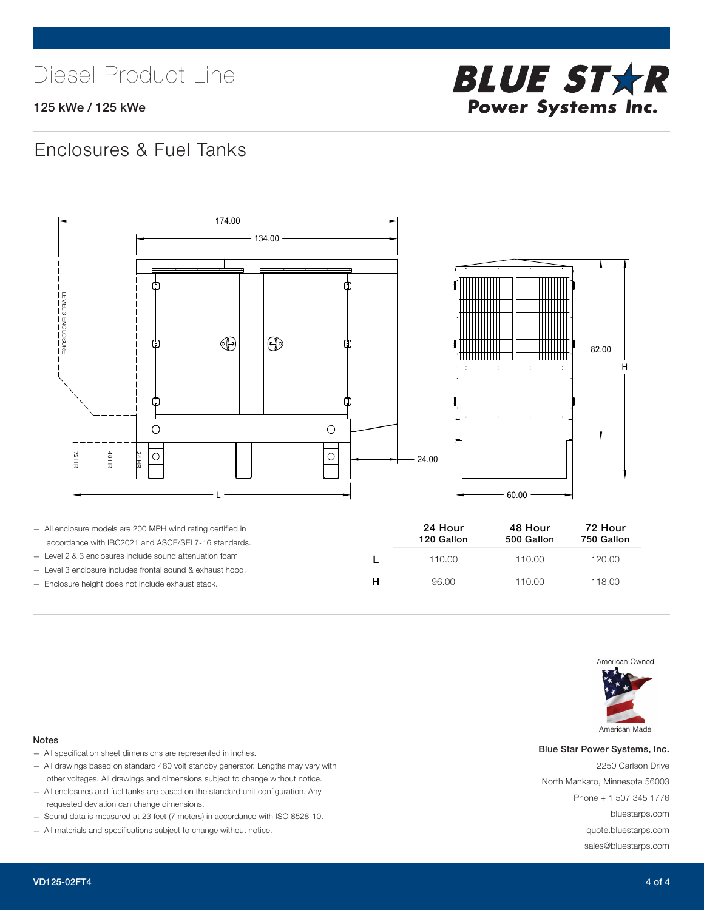# Diesel Product Line

**125 kWe / 125 kWe**

BLUE STAR
Power Systems Inc.

## Enclosures & Fuel Tanks

174.00
134.00
LEVEL 3 ENCLOSURE
72 HR
48 HR
24 HR
24.00
L
82.00
H
60.00

- All enclosure models are 200 MPH wind rating certified in accordance with IBC2021 and ASCE/SEI 7-16 standards.
- Level 2 & 3 enclosures include sound attenuation foam
- Level 3 enclosure includes frontal sound & exhaust hood.
- Enclosure height does not include exhaust stack.

| | 24 Hour 120 Gallon | 48 Hour 500 Gallon | 72 Hour 750 Gallon |
|---|---|---|---|
| **L** | 110.00 | 110.00 | 120.00 |
| **H** | 96.00 | 110.00 | 118.00 |

American Owned
American Made

### Notes

- All specification sheet dimensions are represented in inches.
- All drawings based on standard 480 volt standby generator. Lengths may vary with other voltages. All drawings and dimensions subject to change without notice.
- All enclosures and fuel tanks are based on the standard unit configuration. Any requested deviation can change dimensions.
- Sound data is measured at 23 feet (7 meters) in accordance with ISO 8528-10.
- All materials and specifications subject to change without notice.

**Blue Star Power Systems, Inc.**
2250 Carlson Drive
North Mankato, Minnesota 56003
Phone + 1 507 345 1776
bluestarps.com
quote.bluestarps.com
sales@bluestarps.com

VD125-02FT4